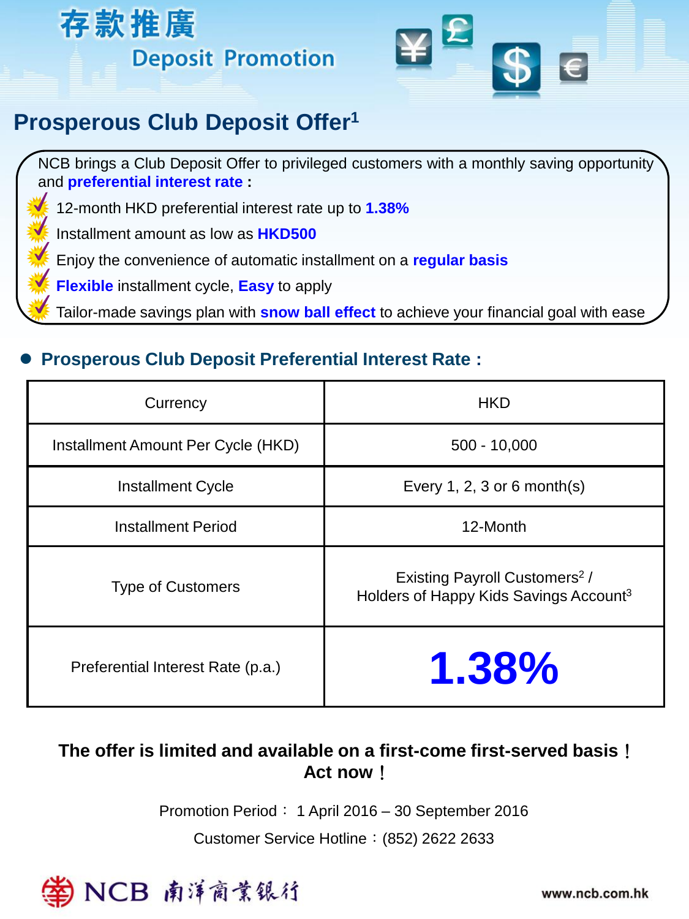# 存款推廣

## Deposit Promotion

## Prosperous Club Deposit Offer[1]

NCB brings a Club Deposit Offer to privileged customers with a monthly saving opportunity and **preferential interest rate** :

- 12-month HKD preferential interest rate up to **1.38%**
- Installment amount as low as **HKD500**
- Enjoy the convenience of automatic installment on a **regular basis**
- **Flexible** installment cycle, **Easy** to apply
- Tailor-made savings plan with **snow ball effect** to achieve your financial goal with ease

### ● Prosperous Club Deposit Preferential Interest Rate :

| Currency | HKD |
|---|---|
| Installment Amount Per Cycle (HKD) | 500 - 10,000 |
| Installment Cycle | Every 1, 2, 3 or 6 month(s) |
| Installment Period | 12-Month |
| Type of Customers | Existing Payroll Customers[2] / Holders of Happy Kids Savings Account[3] |
| Preferential Interest Rate (p.a.) | **1.38%** |

**The offer is limited and available on a first-come first-served basis！**
**Act now！**

Promotion Period： 1 April 2016 – 30 September 2016

Customer Service Hotline：(852) 2622 2633

NCB 南洋商業銀行

www.ncb.com.hk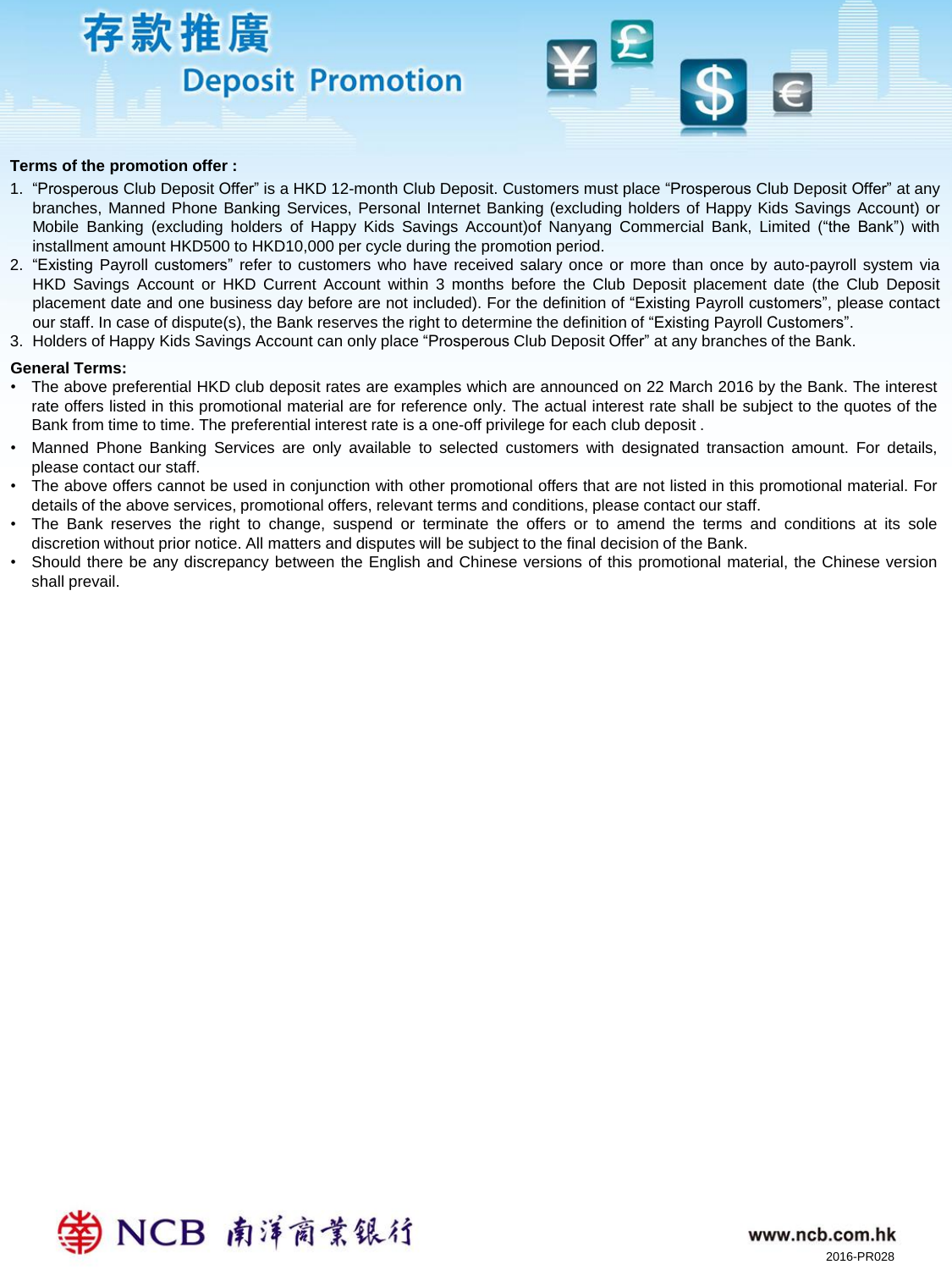# 存款推廣

## Deposit Promotion

**Terms of the promotion offer :**

1. “Prosperous Club Deposit Offer” is a HKD 12-month Club Deposit. Customers must place “Prosperous Club Deposit Offer” at any branches, Manned Phone Banking Services, Personal Internet Banking (excluding holders of Happy Kids Savings Account) or Mobile Banking (excluding holders of Happy Kids Savings Account)of Nanyang Commercial Bank, Limited (“the Bank”) with installment amount HKD500 to HKD10,000 per cycle during the promotion period.
2. “Existing Payroll customers” refer to customers who have received salary once or more than once by auto-payroll system via HKD Savings Account or HKD Current Account within 3 months before the Club Deposit placement date (the Club Deposit placement date and one business day before are not included). For the definition of “Existing Payroll customers”, please contact our staff. In case of dispute(s), the Bank reserves the right to determine the definition of “Existing Payroll Customers”.
3. Holders of Happy Kids Savings Account can only place “Prosperous Club Deposit Offer” at any branches of the Bank.

**General Terms:**

- The above preferential HKD club deposit rates are examples which are announced on 22 March 2016 by the Bank. The interest rate offers listed in this promotional material are for reference only. The actual interest rate shall be subject to the quotes of the Bank from time to time. The preferential interest rate is a one-off privilege for each club deposit .
- Manned Phone Banking Services are only available to selected customers with designated transaction amount. For details, please contact our staff.
- The above offers cannot be used in conjunction with other promotional offers that are not listed in this promotional material. For details of the above services, promotional offers, relevant terms and conditions, please contact our staff.
- The Bank reserves the right to change, suspend or terminate the offers or to amend the terms and conditions at its sole discretion without prior notice. All matters and disputes will be subject to the final decision of the Bank.
- Should there be any discrepancy between the English and Chinese versions of this promotional material, the Chinese version shall prevail.

NCB 南洋商業銀行

www.ncb.com.hk

2016-PR028